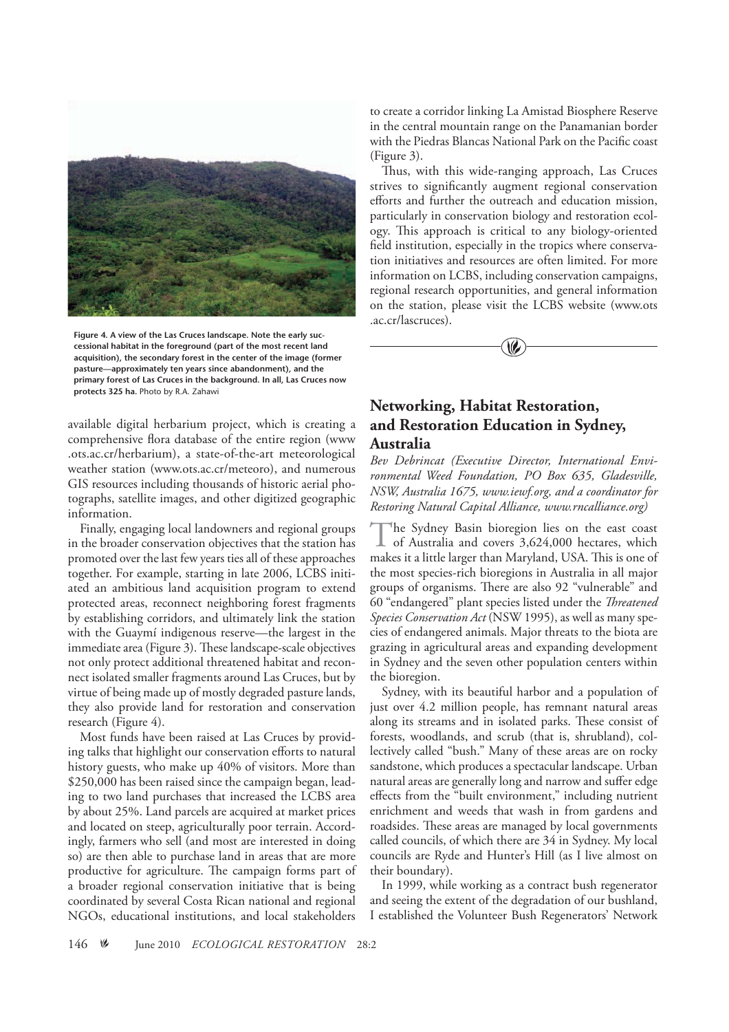Figure 4. A view of the Las Cruces landscape. Note the early successional habitat in the foreground (part of the most recent land acquisition), the secondary forest in the center of the image (former pasture—approximately ten years since abandonment), and the primary forest of Las Cruces in the background. In all, Las Cruces now protects 325 ha. Photo by R.A. Zahawi

available digital herbarium project, which is creating a comprehensive flora database of the entire region (www.ots.ac.cr/herbarium), a state-of-the-art meteorological weather station (www.ots.ac.cr/meteoro), and numerous GIS resources including thousands of historic aerial photographs, satellite images, and other digitized geographic information.

Finally, engaging local landowners and regional groups in the broader conservation objectives that the station has promoted over the last few years ties all of these approaches together. For example, starting in late 2006, LCBS initiated an ambitious land acquisition program to extend protected areas, reconnect neighboring forest fragments by establishing corridors, and ultimately link the station with the Guaymí indigenous reserve—the largest in the immediate area (Figure 3). These landscape-scale objectives not only protect additional threatened habitat and reconnect isolated smaller fragments around Las Cruces, but by virtue of being made up of mostly degraded pasture lands, they also provide land for restoration and conservation research (Figure 4).

Most funds have been raised at Las Cruces by providing talks that highlight our conservation efforts to natural history guests, who make up 40% of visitors. More than $250,000 has been raised since the campaign began, leading to two land purchases that increased the LCBS area by about 25%. Land parcels are acquired at market prices and located on steep, agriculturally poor terrain. Accordingly, farmers who sell (and most are interested in doing so) are then able to purchase land in areas that are more productive for agriculture. The campaign forms part of a broader regional conservation initiative that is being coordinated by several Costa Rican national and regional NGOs, educational institutions, and local stakeholders to create a corridor linking La Amistad Biosphere Reserve in the central mountain range on the Panamanian border with the Piedras Blancas National Park on the Pacific coast (Figure 3).

Thus, with this wide-ranging approach, Las Cruces strives to significantly augment regional conservation efforts and further the outreach and education mission, particularly in conservation biology and restoration ecology. This approach is critical to any biology-oriented field institution, especially in the tropics where conservation initiatives and resources are often limited. For more information on LCBS, including conservation campaigns, regional research opportunities, and general information on the station, please visit the LCBS website (www.ots.ac.cr/lascruces).

## Networking, Habitat Restoration, and Restoration Education in Sydney, Australia

*Bev Debrincat (Executive Director, International Environmental Weed Foundation, PO Box 635, Gladesville, NSW, Australia 1675, www.iewf.org, and a coordinator for Restoring Natural Capital Alliance, www.rncalliance.org)*

The Sydney Basin bioregion lies on the east coast of Australia and covers 3,624,000 hectares, which makes it a little larger than Maryland, USA. This is one of the most species-rich bioregions in Australia in all major groups of organisms. There are also 92 "vulnerable" and 60 "endangered" plant species listed under the *Threatened Species Conservation Act* (NSW 1995), as well as many species of endangered animals. Major threats to the biota are grazing in agricultural areas and expanding development in Sydney and the seven other population centers within the bioregion.

Sydney, with its beautiful harbor and a population of just over 4.2 million people, has remnant natural areas along its streams and in isolated parks. These consist of forests, woodlands, and scrub (that is, shrubland), collectively called "bush." Many of these areas are on rocky sandstone, which produces a spectacular landscape. Urban natural areas are generally long and narrow and suffer edge effects from the "built environment," including nutrient enrichment and weeds that wash in from gardens and roadsides. These areas are managed by local governments called councils, of which there are 34 in Sydney. My local councils are Ryde and Hunter's Hill (as I live almost on their boundary).

In 1999, while working as a contract bush regenerator and seeing the extent of the degradation of our bushland, I established the Volunteer Bush Regenerators' Network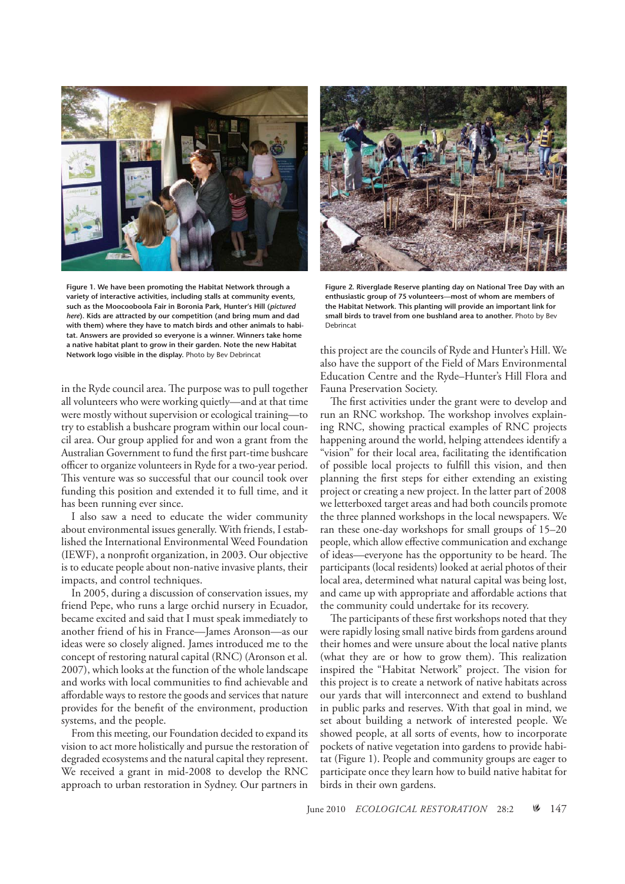**Figure 1. We have been promoting the Habitat Network through a variety of interactive activities, including stalls at community events, such as the Moocooboola Fair in Boronia Park, Hunter's Hill (*pictured here*). Kids are attracted by our competition (and bring mum and dad with them) where they have to match birds and other animals to habitat. Answers are provided so everyone is a winner. Winners take home a native habitat plant to grow in their garden. Note the new Habitat Network logo visible in the display.** Photo by Bev Debrincat

**Figure 2. Riverglade Reserve planting day on National Tree Day with an enthusiastic group of 75 volunteers—most of whom are members of the Habitat Network. This planting will provide an important link for small birds to travel from one bushland area to another.** Photo by Bev Debrincat

in the Ryde council area. The purpose was to pull together all volunteers who were working quietly—and at that time were mostly without supervision or ecological training—to try to establish a bushcare program within our local council area. Our group applied for and won a grant from the Australian Government to fund the first part-time bushcare officer to organize volunteers in Ryde for a two-year period. This venture was so successful that our council took over funding this position and extended it to full time, and it has been running ever since.

I also saw a need to educate the wider community about environmental issues generally. With friends, I established the International Environmental Weed Foundation (IEWF), a nonprofit organization, in 2003. Our objective is to educate people about non-native invasive plants, their impacts, and control techniques.

In 2005, during a discussion of conservation issues, my friend Pepe, who runs a large orchid nursery in Ecuador, became excited and said that I must speak immediately to another friend of his in France—James Aronson—as our ideas were so closely aligned. James introduced me to the concept of restoring natural capital (RNC) (Aronson et al. 2007), which looks at the function of the whole landscape and works with local communities to find achievable and affordable ways to restore the goods and services that nature provides for the benefit of the environment, production systems, and the people.

From this meeting, our Foundation decided to expand its vision to act more holistically and pursue the restoration of degraded ecosystems and the natural capital they represent. We received a grant in mid-2008 to develop the RNC approach to urban restoration in Sydney. Our partners in this project are the councils of Ryde and Hunter's Hill. We also have the support of the Field of Mars Environmental Education Centre and the Ryde–Hunter's Hill Flora and Fauna Preservation Society.

The first activities under the grant were to develop and run an RNC workshop. The workshop involves explaining RNC, showing practical examples of RNC projects happening around the world, helping attendees identify a "vision" for their local area, facilitating the identification of possible local projects to fulfill this vision, and then planning the first steps for either extending an existing project or creating a new project. In the latter part of 2008 we letterboxed target areas and had both councils promote the three planned workshops in the local newspapers. We ran these one-day workshops for small groups of 15–20 people, which allow effective communication and exchange of ideas—everyone has the opportunity to be heard. The participants (local residents) looked at aerial photos of their local area, determined what natural capital was being lost, and came up with appropriate and affordable actions that the community could undertake for its recovery.

The participants of these first workshops noted that they were rapidly losing small native birds from gardens around their homes and were unsure about the local native plants (what they are or how to grow them). This realization inspired the "Habitat Network" project. The vision for this project is to create a network of native habitats across our yards that will interconnect and extend to bushland in public parks and reserves. With that goal in mind, we set about building a network of interested people. We showed people, at all sorts of events, how to incorporate pockets of native vegetation into gardens to provide habitat (Figure 1). People and community groups are eager to participate once they learn how to build native habitat for birds in their own gardens.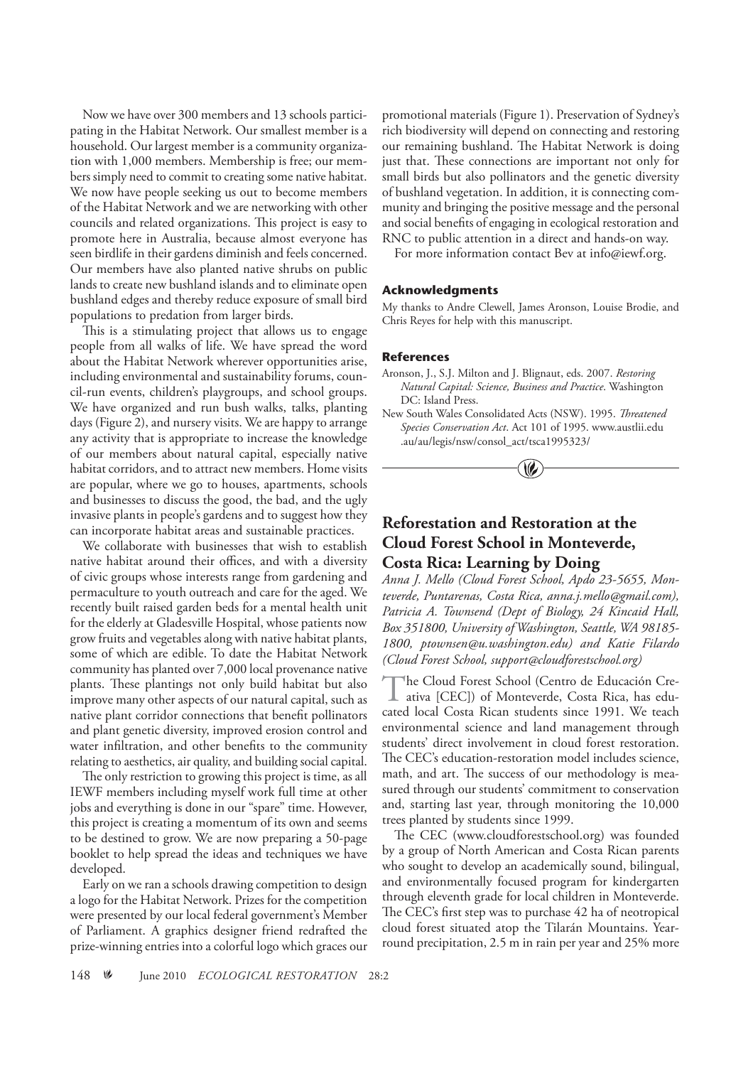Now we have over 300 members and 13 schools participating in the Habitat Network. Our smallest member is a household. Our largest member is a community organization with 1,000 members. Membership is free; our members simply need to commit to creating some native habitat. We now have people seeking us out to become members of the Habitat Network and we are networking with other councils and related organizations. This project is easy to promote here in Australia, because almost everyone has seen birdlife in their gardens diminish and feels concerned. Our members have also planted native shrubs on public lands to create new bushland islands and to eliminate open bushland edges and thereby reduce exposure of small bird populations to predation from larger birds.

This is a stimulating project that allows us to engage people from all walks of life. We have spread the word about the Habitat Network wherever opportunities arise, including environmental and sustainability forums, council-run events, children's playgroups, and school groups. We have organized and run bush walks, talks, planting days (Figure 2), and nursery visits. We are happy to arrange any activity that is appropriate to increase the knowledge of our members about natural capital, especially native habitat corridors, and to attract new members. Home visits are popular, where we go to houses, apartments, schools and businesses to discuss the good, the bad, and the ugly invasive plants in people's gardens and to suggest how they can incorporate habitat areas and sustainable practices.

We collaborate with businesses that wish to establish native habitat around their offices, and with a diversity of civic groups whose interests range from gardening and permaculture to youth outreach and care for the aged. We recently built raised garden beds for a mental health unit for the elderly at Gladesville Hospital, whose patients now grow fruits and vegetables along with native habitat plants, some of which are edible. To date the Habitat Network community has planted over 7,000 local provenance native plants. These plantings not only build habitat but also improve many other aspects of our natural capital, such as native plant corridor connections that benefit pollinators and plant genetic diversity, improved erosion control and water infiltration, and other benefits to the community relating to aesthetics, air quality, and building social capital.

The only restriction to growing this project is time, as all IEWF members including myself work full time at other jobs and everything is done in our "spare" time. However, this project is creating a momentum of its own and seems to be destined to grow. We are now preparing a 50-page booklet to help spread the ideas and techniques we have developed.

Early on we ran a schools drawing competition to design a logo for the Habitat Network. Prizes for the competition were presented by our local federal government's Member of Parliament. A graphics designer friend redrafted the prize-winning entries into a colorful logo which graces our promotional materials (Figure 1). Preservation of Sydney's rich biodiversity will depend on connecting and restoring our remaining bushland. The Habitat Network is doing just that. These connections are important not only for small birds but also pollinators and the genetic diversity of bushland vegetation. In addition, it is connecting community and bringing the positive message and the personal and social benefits of engaging in ecological restoration and RNC to public attention in a direct and hands-on way.

For more information contact Bev at info@iewf.org.

#### Acknowledgments

My thanks to Andre Clewell, James Aronson, Louise Brodie, and Chris Reyes for help with this manuscript.

#### References

Aronson, J., S.J. Milton and J. Blignaut, eds. 2007. *Restoring Natural Capital: Science, Business and Practice*. Washington DC: Island Press.

New South Wales Consolidated Acts (NSW). 1995. *Threatened Species Conservation Act*. Act 101 of 1995. www.austlii.edu.au/au/legis/nsw/consol_act/tsca1995323/

## Reforestation and Restoration at the Cloud Forest School in Monteverde, Costa Rica: Learning by Doing

*Anna J. Mello (Cloud Forest School, Apdo 23-5655, Monteverde, Puntarenas, Costa Rica, anna.j.mello@gmail.com), Patricia A. Townsend (Dept of Biology, 24 Kincaid Hall, Box 351800, University of Washington, Seattle, WA 98185-1800, ptownsen@u.washington.edu) and Katie Filardo (Cloud Forest School, support@cloudforestschool.org)*

The Cloud Forest School (Centro de Educación Creativa [CEC]) of Monteverde, Costa Rica, has educated local Costa Rican students since 1991. We teach environmental science and land management through students' direct involvement in cloud forest restoration. The CEC's education-restoration model includes science, math, and art. The success of our methodology is measured through our students' commitment to conservation and, starting last year, through monitoring the 10,000 trees planted by students since 1999.

The CEC (www.cloudforestschool.org) was founded by a group of North American and Costa Rican parents who sought to develop an academically sound, bilingual, and environmentally focused program for kindergarten through eleventh grade for local children in Monteverde. The CEC's first step was to purchase 42 ha of neotropical cloud forest situated atop the Tilarán Mountains. Year-round precipitation, 2.5 m in rain per year and 25% more